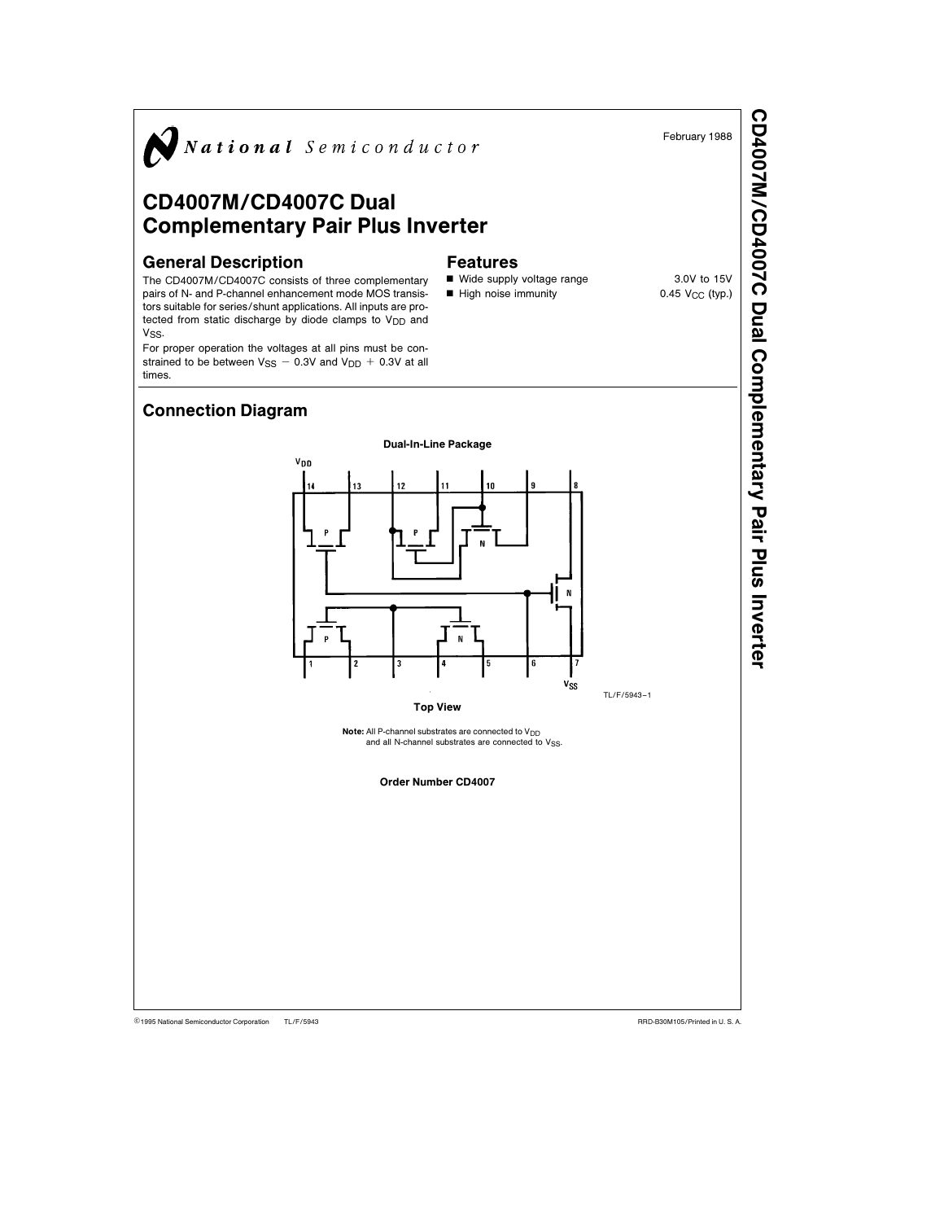National Semiconductor

February 1988

# CD4007M/CD4007C Dual Complementary Pair Plus Inverter

## General Description

The CD4007M/CD4007C consists of three complementary pairs of N- and P-channel enhancement mode MOS transistors suitable for series/shunt applications. All inputs are protected from static discharge by diode clamps to $V_{DD}$ and $V_{SS}$.

For proper operation the voltages at all pins must be constrained to be between $V_{SS}$ − 0.3V and $V_{DD}$ + 0.3V at all times.

## Features

- Wide supply voltage range 3.0V to 15V
- High noise immunity 0.45 $V_{CC}$ (typ.)

## Connection Diagram

**Dual-In-Line Package**

TL/F/5943–1

**Top View**

**Note:** All P-channel substrates are connected to $V_{DD}$ and all N-channel substrates are connected to $V_{SS}$.

**Order Number CD4007**

©1995 National Semiconductor Corporation TL/F/5943 RRD-B30M105/Printed in U. S. A.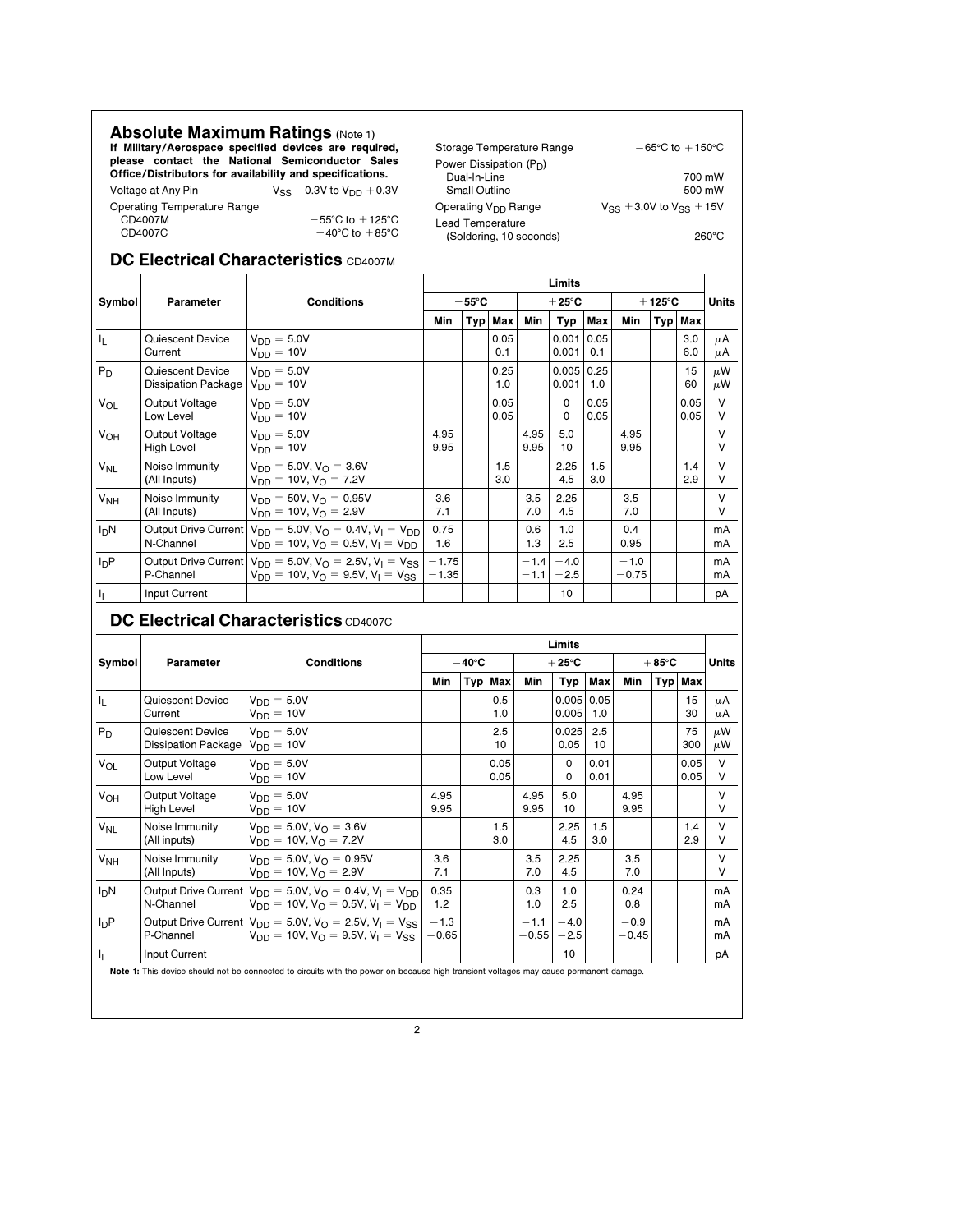## Absolute Maximum Ratings (Note 1)

**If Military/Aerospace specified devices are required, please contact the National Semiconductor Sales Office/Distributors for availability and specifications.**

| | |
|---|---|
| Voltage at Any Pin | $V_{SS}$ −0.3V to $V_{DD}$ +0.3V |
| Operating Temperature Range | |
| CD4007M | −55°C to +125°C |
| CD4007C | −40°C to +85°C |
| Storage Temperature Range | −65°C to +150°C |
| Power Dissipation ($P_D$) | |
| Dual-In-Line | 700 mW |
| Small Outline | 500 mW |
| Operating $V_{DD}$ Range | $V_{SS}$ +3.0V to $V_{SS}$ +15V |
| Lead Temperature (Soldering, 10 seconds) | 260°C |

## DC Electrical Characteristics CD4007M

| Symbol | Parameter | Conditions | −55°C Min | −55°C Typ | −55°C Max | +25°C Min | +25°C Typ | +25°C Max | +125°C Min | +125°C Typ | +125°C Max | Units |
|---|---|---|---|---|---|---|---|---|---|---|---|---|
| $I_L$ | Quiescent Device Current | $V_{DD}$ = 5.0V<br>$V_{DD}$ = 10V | | | 0.05<br>0.1 | | 0.001<br>0.001 | 0.05<br>0.1 | | | 3.0<br>6.0 | μA<br>μA |
| $P_D$ | Quiescent Device Dissipation Package | $V_{DD}$ = 5.0V<br>$V_{DD}$ = 10V | | | 0.25<br>1.0 | | 0.005<br>0.001 | 0.25<br>1.0 | | | 15<br>60 | μW<br>μW |
| $V_{OL}$ | Output Voltage Low Level | $V_{DD}$ = 5.0V<br>$V_{DD}$ = 10V | | | 0.05<br>0.05 | | 0<br>0 | 0.05<br>0.05 | | | 0.05<br>0.05 | V<br>V |
| $V_{OH}$ | Output Voltage High Level | $V_{DD}$ = 5.0V<br>$V_{DD}$ = 10V | 4.95<br>9.95 | | | 4.95<br>9.95 | 5.0<br>10 | | 4.95<br>9.95 | | | V<br>V |
| $V_{NL}$ | Noise Immunity (All Inputs) | $V_{DD}$ = 5.0V, $V_O$ = 3.6V<br>$V_{DD}$ = 10V, $V_O$ = 7.2V | | | 1.5<br>3.0 | | 2.25<br>4.5 | 1.5<br>3.0 | | | 1.4<br>2.9 | V<br>V |
| $V_{NH}$ | Noise Immunity (All Inputs) | $V_{DD}$ = 50V, $V_O$ = 0.95V<br>$V_{DD}$ = 10V, $V_O$ = 2.9V | 3.6<br>7.1 | | | 3.5<br>7.0 | 2.25<br>4.5 | | 3.5<br>7.0 | | | V<br>V |
| $I_DN$ | Output Drive Current N-Channel | $V_{DD}$ = 5.0V, $V_O$ = 0.4V, $V_I$ = $V_{DD}$<br>$V_{DD}$ = 10V, $V_O$ = 0.5V, $V_I$ = $V_{DD}$ | 0.75<br>1.6 | | | 0.6<br>1.3 | 1.0<br>2.5 | | 0.4<br>0.95 | | | mA<br>mA |
| $I_DP$ | Output Drive Current P-Channel | $V_{DD}$ = 5.0V, $V_O$ = 2.5V, $V_I$ = $V_{SS}$<br>$V_{DD}$ = 10V, $V_O$ = 9.5V, $V_I$ = $V_{SS}$ | −1.75<br>−1.35 | | | −1.4<br>−1.1 | −4.0<br>−2.5 | | −1.0<br>−0.75 | | | mA<br>mA |
| $I_I$ | Input Current | | | | | | 10 | | | | | pA |

## DC Electrical Characteristics CD4007C

| Symbol | Parameter | Conditions | −40°C Min | −40°C Typ | −40°C Max | +25°C Min | +25°C Typ | +25°C Max | +85°C Min | +85°C Typ | +85°C Max | Units |
|---|---|---|---|---|---|---|---|---|---|---|---|---|
| $I_L$ | Quiescent Device Current | $V_{DD}$ = 5.0V<br>$V_{DD}$ = 10V | | | 0.5<br>1.0 | | 0.005<br>0.005 | 0.05<br>1.0 | | | 15<br>30 | μA<br>μA |
| $P_D$ | Quiescent Device Dissipation Package | $V_{DD}$ = 5.0V<br>$V_{DD}$ = 10V | | | 2.5<br>10 | | 0.025<br>0.05 | 2.5<br>10 | | | 75<br>300 | μW<br>μW |
| $V_{OL}$ | Output Voltage Low Level | $V_{DD}$ = 5.0V<br>$V_{DD}$ = 10V | | | 0.05<br>0.05 | | 0<br>0 | 0.01<br>0.01 | | | 0.05<br>0.05 | V<br>V |
| $V_{OH}$ | Output Voltage High Level | $V_{DD}$ = 5.0V<br>$V_{DD}$ = 10V | 4.95<br>9.95 | | | 4.95<br>9.95 | 5.0<br>10 | | 4.95<br>9.95 | | | V<br>V |
| $V_{NL}$ | Noise Immunity (All inputs) | $V_{DD}$ = 5.0V, $V_O$ = 3.6V<br>$V_{DD}$ = 10V, $V_O$ = 7.2V | | | 1.5<br>3.0 | | 2.25<br>4.5 | 1.5<br>3.0 | | | 1.4<br>2.9 | V<br>V |
| $V_{NH}$ | Noise Immunity (All Inputs) | $V_{DD}$ = 5.0V, $V_O$ = 0.95V<br>$V_{DD}$ = 10V, $V_O$ = 2.9V | 3.6<br>7.1 | | | 3.5<br>7.0 | 2.25<br>4.5 | | 3.5<br>7.0 | | | V<br>V |
| $I_DN$ | Output Drive Current N-Channel | $V_{DD}$ = 5.0V, $V_O$ = 0.4V, $V_I$ = $V_{DD}$<br>$V_{DD}$ = 10V, $V_O$ = 0.5V, $V_I$ = $V_{DD}$ | 0.35<br>1.2 | | | 0.3<br>1.0 | 1.0<br>2.5 | | 0.24<br>0.8 | | | mA<br>mA |
| $I_DP$ | Output Drive Current P-Channel | $V_{DD}$ = 5.0V, $V_O$ = 2.5V, $V_I$ = $V_{SS}$<br>$V_{DD}$ = 10V, $V_O$ = 9.5V, $V_I$ = $V_{SS}$ | −1.3<br>−0.65 | | | −1.1<br>−0.55 | −4.0<br>−2.5 | | −0.9<br>−0.45 | | | mA<br>mA |
| $I_I$ | Input Current | | | | | | 10 | | | | | pA |

**Note 1:** This device should not be connected to circuits with the power on because high transient voltages may cause permanent damage.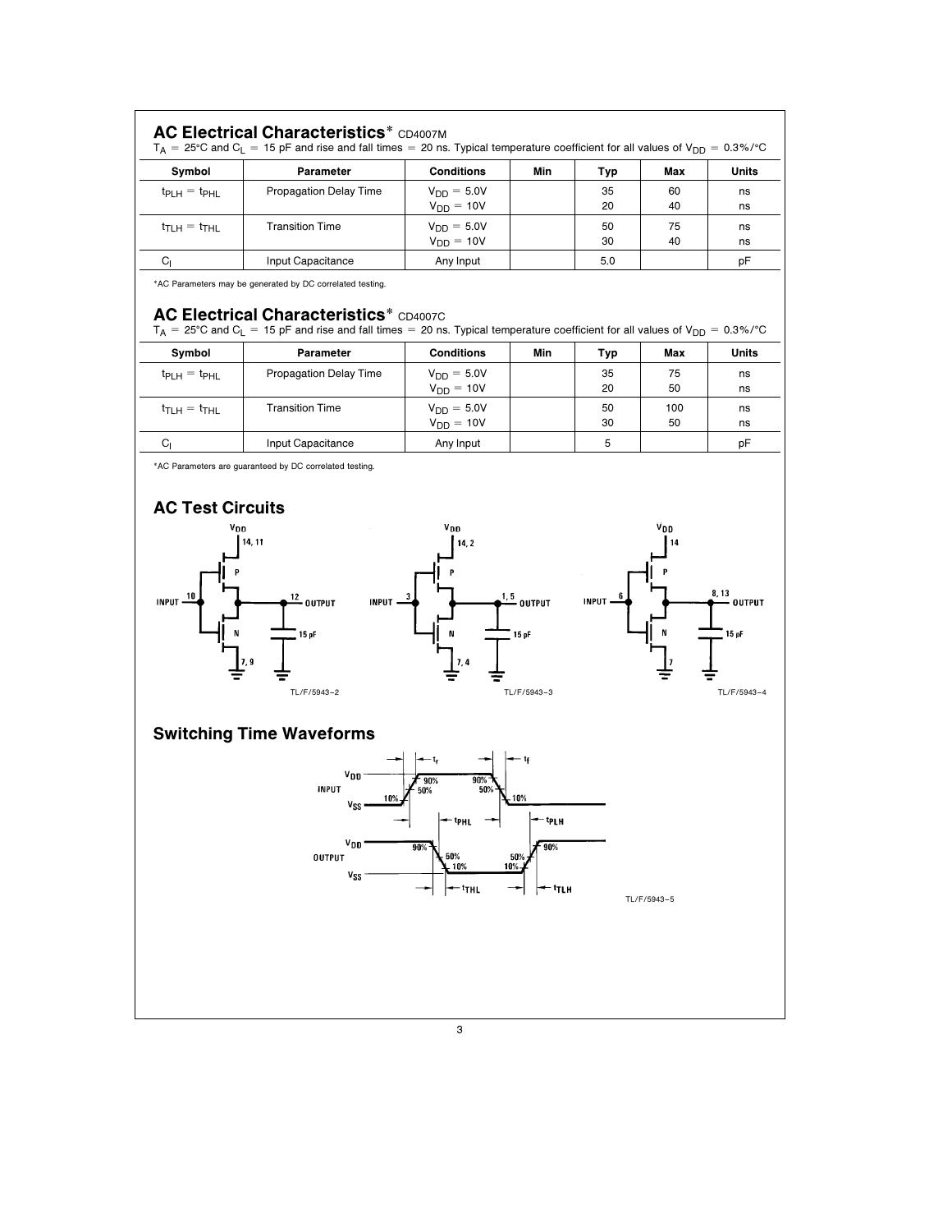## AC Electrical Characteristics* CD4007M

$T_A = 25°C$ and $C_L = 15$ pF and rise and fall times = 20 ns. Typical temperature coefficient for all values of $V_{DD} = 0.3\%/°C$

| Symbol | Parameter | Conditions | Min | Typ | Max | Units |
|---|---|---|---|---|---|---|
| $t_{PLH} = t_{PHL}$ | Propagation Delay Time | $V_{DD} = 5.0V$<br>$V_{DD} = 10V$ | | 35<br>20 | 60<br>40 | ns<br>ns |
| $t_{TLH} = t_{THL}$ | Transition Time | $V_{DD} = 5.0V$<br>$V_{DD} = 10V$ | | 50<br>30 | 75<br>40 | ns<br>ns |
| $C_I$ | Input Capacitance | Any Input | | 5.0 | | pF |

*AC Parameters may be generated by DC correlated testing.

## AC Electrical Characteristics* CD4007C

$T_A = 25°C$ and $C_L = 15$ pF and rise and fall times = 20 ns. Typical temperature coefficient for all values of $V_{DD} = 0.3\%/°C$

| Symbol | Parameter | Conditions | Min | Typ | Max | Units |
|---|---|---|---|---|---|---|
| $t_{PLH} = t_{PHL}$ | Propagation Delay Time | $V_{DD} = 5.0V$<br>$V_{DD} = 10V$ | | 35<br>20 | 75<br>50 | ns<br>ns |
| $t_{TLH} = t_{THL}$ | Transition Time | $V_{DD} = 5.0V$<br>$V_{DD} = 10V$ | | 50<br>30 | 100<br>50 | ns<br>ns |
| $C_I$ | Input Capacitance | Any Input | | 5 | | pF |

*AC Parameters are guaranteed by DC correlated testing.

## AC Test Circuits

TL/F/5943–2

TL/F/5943–3

TL/F/5943–4

## Switching Time Waveforms

TL/F/5943–5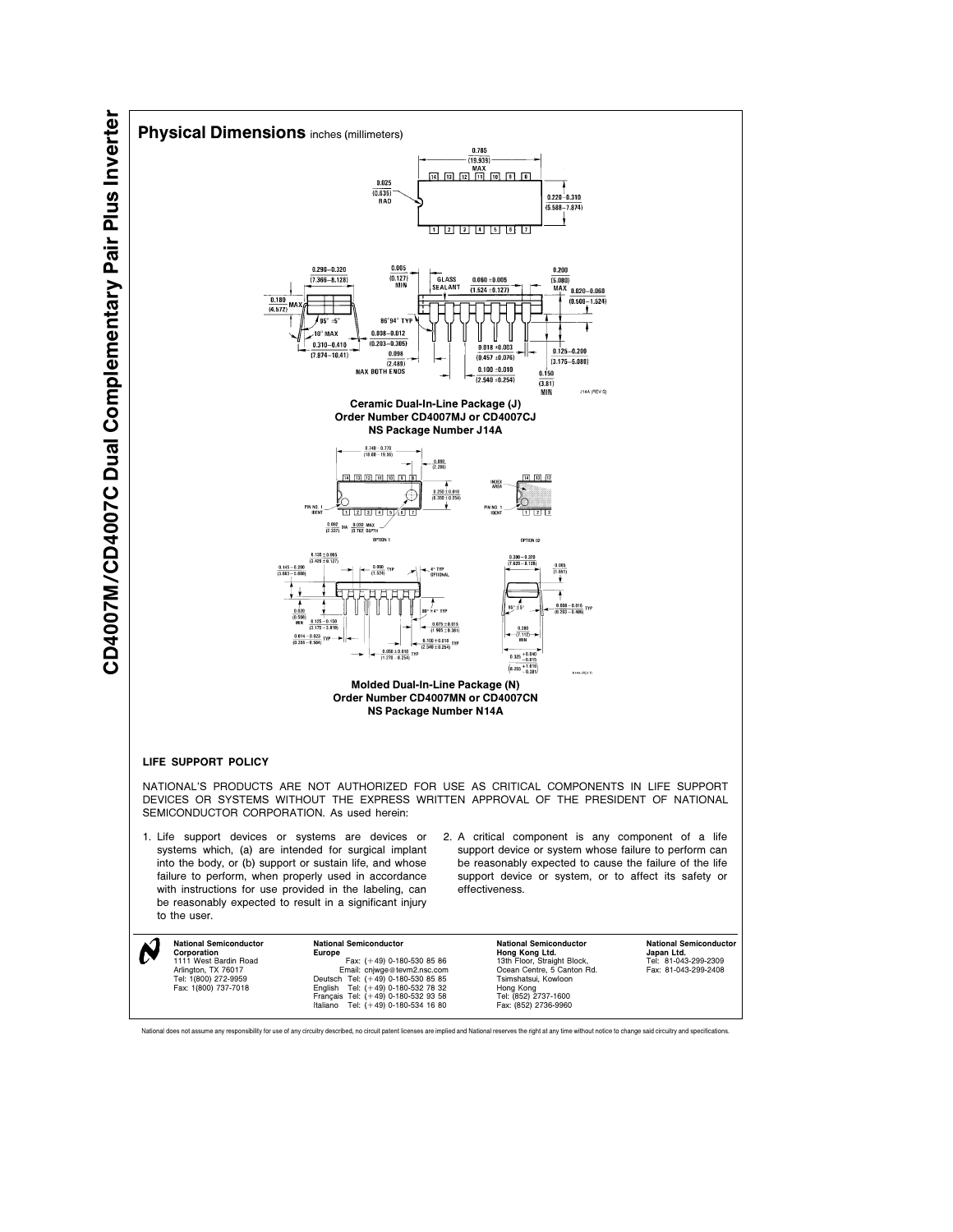## Physical Dimensions inches (millimeters)

0.785
(19.939)
MAX

0.025
(0.635)
RAD

0.220–0.310
(5.588–7.874)

0.290–0.320
(7.366–8.128)

0.005
(0.127)
MIN

GLASS
SEALANT

0.060 ±0.005
(1.524 ±0.127)

0.200
(5.080)
MAX

0.020–0.060
(0.508–1.524)

0.180
(4.572)
MAX

95° ±5°

86°94° TYP

10° MAX

0.008–0.012
(0.203–0.305)

0.310–0.410
(7.874–10.41)

0.098
(2.489)
MAX BOTH ENDS

0.018 ±0.003
(0.457 ±0.076)

0.100 ±0.010
(2.540 ±0.254)

0.125–0.200
(3.175–5.080)

0.150
(3.81)
MIN

J14A (REV G)

**Ceramic Dual-In-Line Package (J)**
**Order Number CD4007MJ or CD4007CJ**
**NS Package Number J14A**

0.740 – 0.770
(18.80 – 19.56)

0.090
(2.286)

0.250 ± 0.010
(6.350 ± 0.254)

PIN NO. 1 IDENT

0.092 DIA (2.337)

0.030 MAX (0.762) DEPTH

OPTION 1

INDEX AREA

PIN NO. 1 IDENT

OPTION 02

0.135 ± 0.005
(3.429 ± 0.127)

0.145 – 0.200
(3.683 – 5.080)

0.060
(1.524) TYP

4° TYP
OPTIONAL

0.020
(0.508)
MIN

0.125 – 0.150
(3.175 – 3.810)

0.014 – 0.023
(0.356 – 0.584) TYP

90° ± 4° TYP

0.075 ± 0.015
(1.905 ± 0.381)

0.100 ± 0.010
(2.540 ± 0.254) TYP

0.050 ± 0.010
(1.270 ± 0.254) TYP

0.300 – 0.320
(7.620 – 8.128)

0.065
(1.651)

95° ± 5°

0.008 – 0.016
(0.203 – 0.406) TYP

0.280
(7.112)
MIN

0.325 +0.040 −0.015
(8.255 +1.016 −0.381)

N14A (REV F)

**Molded Dual-In-Line Package (N)**
**Order Number CD4007MN or CD4007CN**
**NS Package Number N14A**

### LIFE SUPPORT POLICY

NATIONAL'S PRODUCTS ARE NOT AUTHORIZED FOR USE AS CRITICAL COMPONENTS IN LIFE SUPPORT DEVICES OR SYSTEMS WITHOUT THE EXPRESS WRITTEN APPROVAL OF THE PRESIDENT OF NATIONAL SEMICONDUCTOR CORPORATION. As used herein:

1. Life support devices or systems are devices or systems which, (a) are intended for surgical implant into the body, or (b) support or sustain life, and whose failure to perform, when properly used in accordance with instructions for use provided in the labeling, can be reasonably expected to result in a significant injury to the user.
2. A critical component is any component of a life support device or system whose failure to perform can be reasonably expected to cause the failure of the life support device or system, or to affect its safety or effectiveness.

**National Semiconductor Corporation**
1111 West Bardin Road
Arlington, TX 76017
Tel: 1(800) 272-9959
Fax: 1(800) 737-7018

**National Semiconductor Europe**
Fax: (+49) 0-180-530 85 86
Email: cnjwge@tevm2.nsc.com
Deutsch Tel: (+49) 0-180-530 85 85
English Tel: (+49) 0-180-532 78 32
Français Tel: (+49) 0-180-532 93 58
Italiano Tel: (+49) 0-180-534 16 80

**National Semiconductor Hong Kong Ltd.**
13th Floor, Straight Block,
Ocean Centre, 5 Canton Rd.
Tsimshatsui, Kowloon
Hong Kong
Tel: (852) 2737-1600
Fax: (852) 2736-9960

**National Semiconductor Japan Ltd.**
Tel: 81-043-299-2309
Fax: 81-043-299-2408

National does not assume any responsibility for use of any circuitry described, no circuit patent licenses are implied and National reserves the right at any time without notice to change said circuitry and specifications.